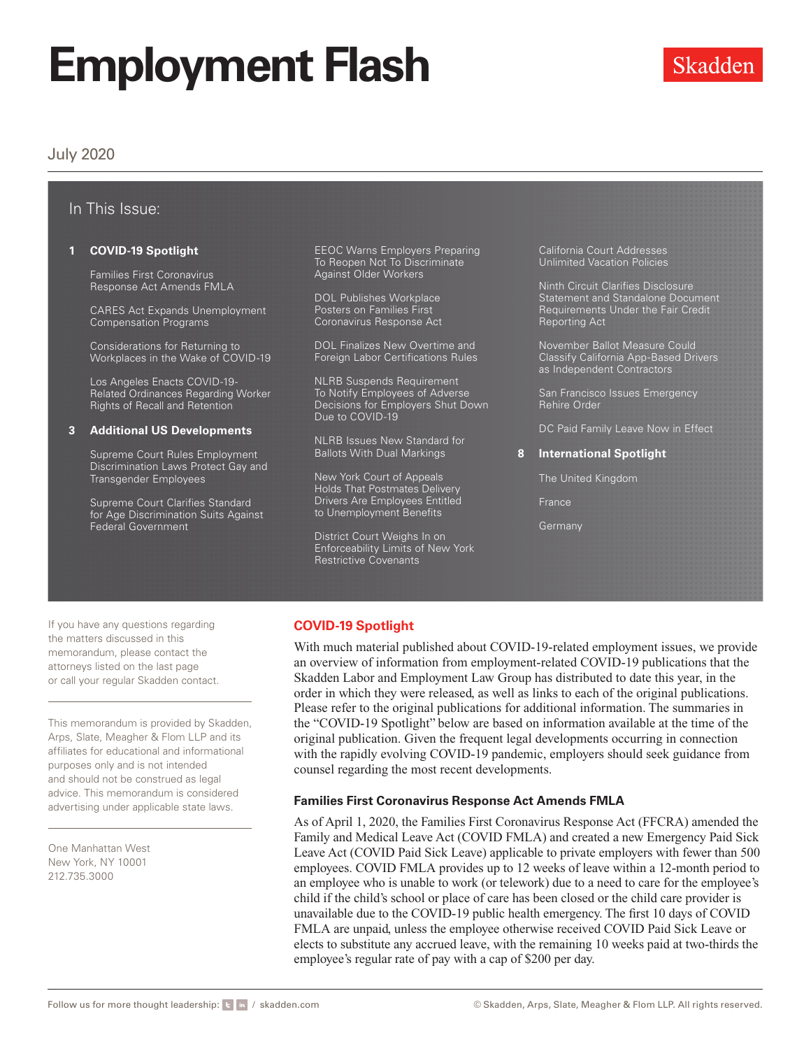# Employment Flash

Skadden

July 2020

## In This Issue:

**1 COVID-19 Spotlight**

- Families First Coronavirus Response Act Amends FMLA
- CARES Act Expands Unemployment Compensation Programs
- Considerations for Returning to Workplaces in the Wake of COVID-19
- Los Angeles Enacts COVID-19-Related Ordinances Regarding Worker Rights of Recall and Retention

**3 Additional US Developments**

- Supreme Court Rules Employment Discrimination Laws Protect Gay and Transgender Employees
- Supreme Court Clarifies Standard for Age Discrimination Suits Against Federal Government
- EEOC Warns Employers Preparing To Reopen Not To Discriminate Against Older Workers
- DOL Publishes Workplace Posters on Families First Coronavirus Response Act
- DOL Finalizes New Overtime and Foreign Labor Certifications Rules
- NLRB Suspends Requirement To Notify Employees of Adverse Decisions for Employers Shut Down Due to COVID-19
- NLRB Issues New Standard for Ballots With Dual Markings
- New York Court of Appeals Holds That Postmates Delivery Drivers Are Employees Entitled to Unemployment Benefits
- District Court Weighs In on Enforceability Limits of New York Restrictive Covenants
- California Court Addresses Unlimited Vacation Policies
- Ninth Circuit Clarifies Disclosure Statement and Standalone Document Requirements Under the Fair Credit Reporting Act
- November Ballot Measure Could Classify California App-Based Drivers as Independent Contractors
- San Francisco Issues Emergency Rehire Order
- DC Paid Family Leave Now in Effect

**8 International Spotlight**

- The United Kingdom
- France
- Germany

If you have any questions regarding the matters discussed in this memorandum, please contact the attorneys listed on the last page or call your regular Skadden contact.

This memorandum is provided by Skadden, Arps, Slate, Meagher & Flom LLP and its affiliates for educational and informational purposes only and is not intended and should not be construed as legal advice. This memorandum is considered advertising under applicable state laws.

One Manhattan West
New York, NY 10001
212.735.3000

## COVID-19 Spotlight

With much material published about COVID-19-related employment issues, we provide an overview of information from employment-related COVID-19 publications that the Skadden Labor and Employment Law Group has distributed to date this year, in the order in which they were released, as well as links to each of the original publications. Please refer to the original publications for additional information. The summaries in the "COVID-19 Spotlight" below are based on information available at the time of the original publication. Given the frequent legal developments occurring in connection with the rapidly evolving COVID-19 pandemic, employers should seek guidance from counsel regarding the most recent developments.

### Families First Coronavirus Response Act Amends FMLA

As of April 1, 2020, the Families First Coronavirus Response Act (FFCRA) amended the Family and Medical Leave Act (COVID FMLA) and created a new Emergency Paid Sick Leave Act (COVID Paid Sick Leave) applicable to private employers with fewer than 500 employees. COVID FMLA provides up to 12 weeks of leave within a 12-month period to an employee who is unable to work (or telework) due to a need to care for the employee's child if the child's school or place of care has been closed or the child care provider is unavailable due to the COVID-19 public health emergency. The first 10 days of COVID FMLA are unpaid, unless the employee otherwise received COVID Paid Sick Leave or elects to substitute any accrued leave, with the remaining 10 weeks paid at two-thirds the employee's regular rate of pay with a cap of $200 per day.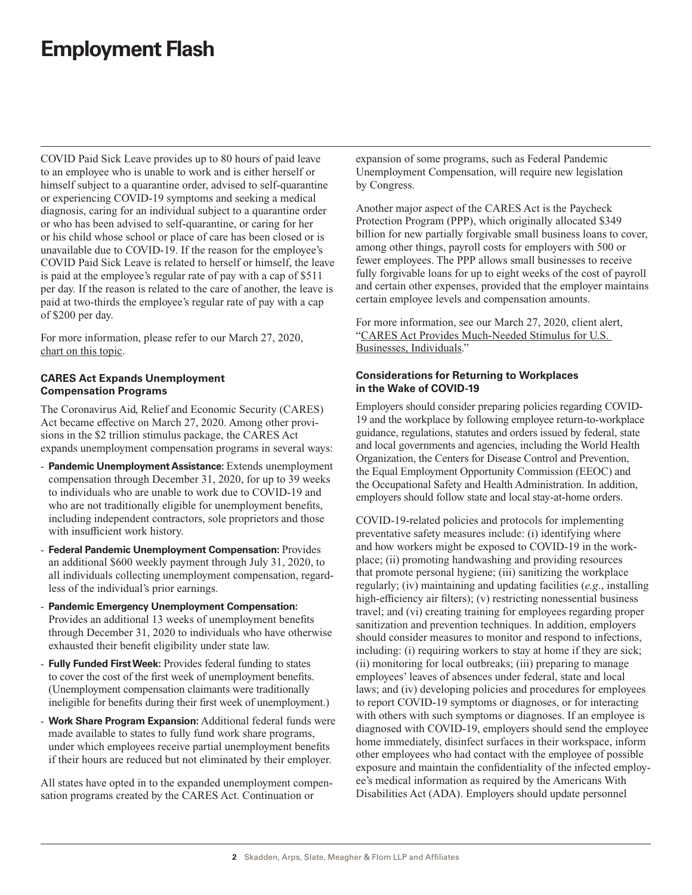COVID Paid Sick Leave provides up to 80 hours of paid leave to an employee who is unable to work and is either herself or himself subject to a quarantine order, advised to self-quarantine or experiencing COVID-19 symptoms and seeking a medical diagnosis, caring for an individual subject to a quarantine order or who has been advised to self-quarantine, or caring for her or his child whose school or place of care has been closed or is unavailable due to COVID-19. If the reason for the employee's COVID Paid Sick Leave is related to herself or himself, the leave is paid at the employee's regular rate of pay with a cap of $511 per day. If the reason is related to the care of another, the leave is paid at two-thirds the employee's regular rate of pay with a cap of $200 per day.

For more information, please refer to our March 27, 2020, chart on this topic.

### CARES Act Expands Unemployment Compensation Programs

The Coronavirus Aid, Relief and Economic Security (CARES) Act became effective on March 27, 2020. Among other provisions in the $2 trillion stimulus package, the CARES Act expands unemployment compensation programs in several ways:

- **Pandemic Unemployment Assistance:** Extends unemployment compensation through December 31, 2020, for up to 39 weeks to individuals who are unable to work due to COVID-19 and who are not traditionally eligible for unemployment benefits, including independent contractors, sole proprietors and those with insufficient work history.
- **Federal Pandemic Unemployment Compensation:** Provides an additional $600 weekly payment through July 31, 2020, to all individuals collecting unemployment compensation, regardless of the individual's prior earnings.
- **Pandemic Emergency Unemployment Compensation:** Provides an additional 13 weeks of unemployment benefits through December 31, 2020 to individuals who have otherwise exhausted their benefit eligibility under state law.
- **Fully Funded First Week:** Provides federal funding to states to cover the cost of the first week of unemployment benefits. (Unemployment compensation claimants were traditionally ineligible for benefits during their first week of unemployment.)
- **Work Share Program Expansion:** Additional federal funds were made available to states to fully fund work share programs, under which employees receive partial unemployment benefits if their hours are reduced but not eliminated by their employer.

All states have opted in to the expanded unemployment compensation programs created by the CARES Act. Continuation or expansion of some programs, such as Federal Pandemic Unemployment Compensation, will require new legislation by Congress.

Another major aspect of the CARES Act is the Paycheck Protection Program (PPP), which originally allocated $349 billion for new partially forgivable small business loans to cover, among other things, payroll costs for employers with 500 or fewer employees. The PPP allows small businesses to receive fully forgivable loans for up to eight weeks of the cost of payroll and certain other expenses, provided that the employer maintains certain employee levels and compensation amounts.

For more information, see our March 27, 2020, client alert, "CARES Act Provides Much-Needed Stimulus for U.S. Businesses, Individuals."

### Considerations for Returning to Workplaces in the Wake of COVID-19

Employers should consider preparing policies regarding COVID-19 and the workplace by following employee return-to-workplace guidance, regulations, statutes and orders issued by federal, state and local governments and agencies, including the World Health Organization, the Centers for Disease Control and Prevention, the Equal Employment Opportunity Commission (EEOC) and the Occupational Safety and Health Administration. In addition, employers should follow state and local stay-at-home orders.

COVID-19-related policies and protocols for implementing preventative safety measures include: (i) identifying where and how workers might be exposed to COVID-19 in the workplace; (ii) promoting handwashing and providing resources that promote personal hygiene; (iii) sanitizing the workplace regularly; (iv) maintaining and updating facilities (*e.g.*, installing high-efficiency air filters); (v) restricting nonessential business travel; and (vi) creating training for employees regarding proper sanitization and prevention techniques. In addition, employers should consider measures to monitor and respond to infections, including: (i) requiring workers to stay at home if they are sick; (ii) monitoring for local outbreaks; (iii) preparing to manage employees' leaves of absences under federal, state and local laws; and (iv) developing policies and procedures for employees to report COVID-19 symptoms or diagnoses, or for interacting with others with such symptoms or diagnoses. If an employee is diagnosed with COVID-19, employers should send the employee home immediately, disinfect surfaces in their workspace, inform other employees who had contact with the employee of possible exposure and maintain the confidentiality of the infected employee's medical information as required by the Americans With Disabilities Act (ADA). Employers should update personnel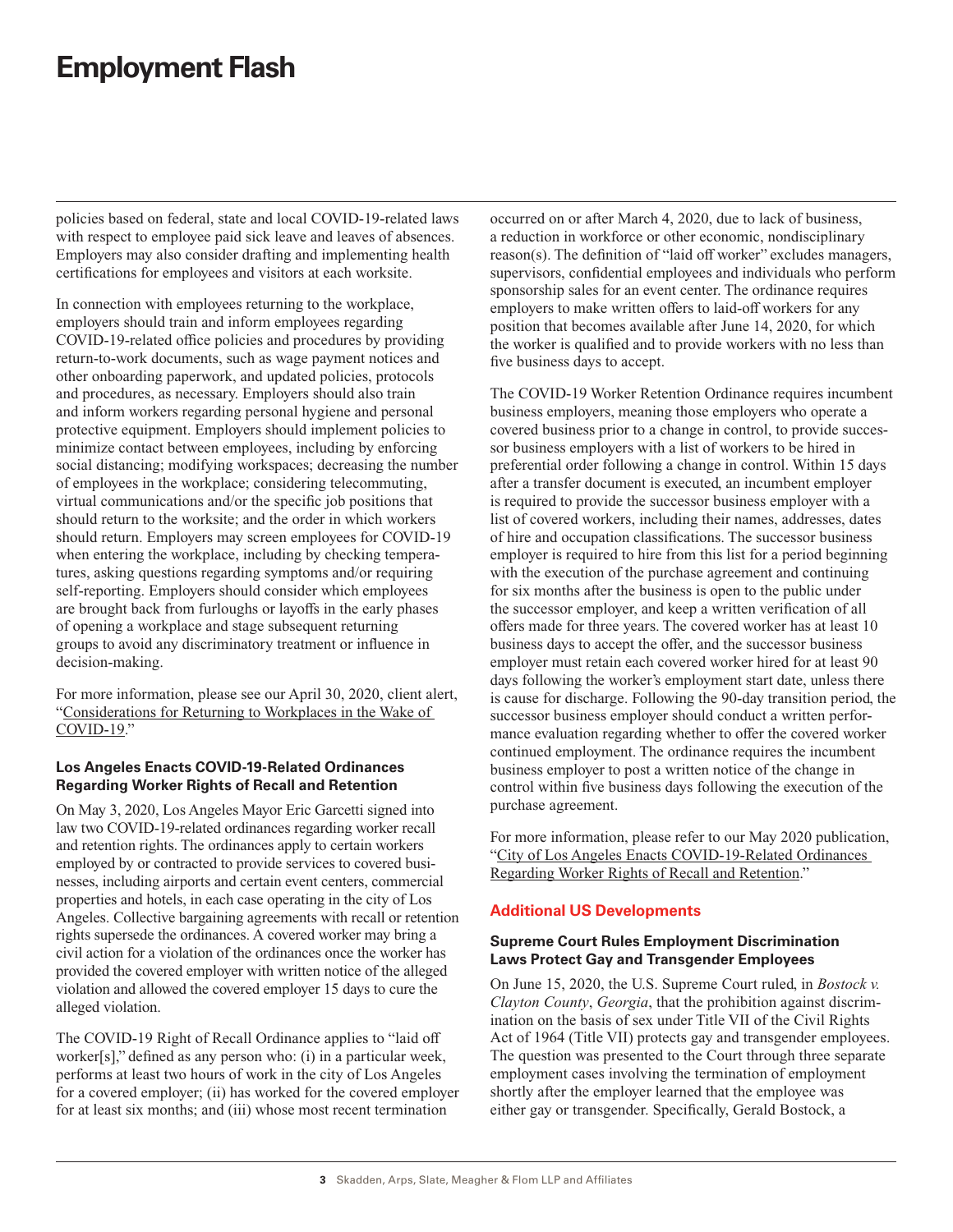policies based on federal, state and local COVID-19-related laws with respect to employee paid sick leave and leaves of absences. Employers may also consider drafting and implementing health certifications for employees and visitors at each worksite.

In connection with employees returning to the workplace, employers should train and inform employees regarding COVID-19-related office policies and procedures by providing return-to-work documents, such as wage payment notices and other onboarding paperwork, and updated policies, protocols and procedures, as necessary. Employers should also train and inform workers regarding personal hygiene and personal protective equipment. Employers should implement policies to minimize contact between employees, including by enforcing social distancing; modifying workspaces; decreasing the number of employees in the workplace; considering telecommuting, virtual communications and/or the specific job positions that should return to the worksite; and the order in which workers should return. Employers may screen employees for COVID-19 when entering the workplace, including by checking temperatures, asking questions regarding symptoms and/or requiring self-reporting. Employers should consider which employees are brought back from furloughs or layoffs in the early phases of opening a workplace and stage subsequent returning groups to avoid any discriminatory treatment or influence in decision-making.

For more information, please see our April 30, 2020, client alert, "Considerations for Returning to Workplaces in the Wake of COVID-19."

### Los Angeles Enacts COVID-19-Related Ordinances Regarding Worker Rights of Recall and Retention

On May 3, 2020, Los Angeles Mayor Eric Garcetti signed into law two COVID-19-related ordinances regarding worker recall and retention rights. The ordinances apply to certain workers employed by or contracted to provide services to covered businesses, including airports and certain event centers, commercial properties and hotels, in each case operating in the city of Los Angeles. Collective bargaining agreements with recall or retention rights supersede the ordinances. A covered worker may bring a civil action for a violation of the ordinances once the worker has provided the covered employer with written notice of the alleged violation and allowed the covered employer 15 days to cure the alleged violation.

The COVID-19 Right of Recall Ordinance applies to "laid off worker[s]," defined as any person who: (i) in a particular week, performs at least two hours of work in the city of Los Angeles for a covered employer; (ii) has worked for the covered employer for at least six months; and (iii) whose most recent termination occurred on or after March 4, 2020, due to lack of business, a reduction in workforce or other economic, nondisciplinary reason(s). The definition of "laid off worker" excludes managers, supervisors, confidential employees and individuals who perform sponsorship sales for an event center. The ordinance requires employers to make written offers to laid-off workers for any position that becomes available after June 14, 2020, for which the worker is qualified and to provide workers with no less than five business days to accept.

The COVID-19 Worker Retention Ordinance requires incumbent business employers, meaning those employers who operate a covered business prior to a change in control, to provide successor business employers with a list of workers to be hired in preferential order following a change in control. Within 15 days after a transfer document is executed, an incumbent employer is required to provide the successor business employer with a list of covered workers, including their names, addresses, dates of hire and occupation classifications. The successor business employer is required to hire from this list for a period beginning with the execution of the purchase agreement and continuing for six months after the business is open to the public under the successor employer, and keep a written verification of all offers made for three years. The covered worker has at least 10 business days to accept the offer, and the successor business employer must retain each covered worker hired for at least 90 days following the worker's employment start date, unless there is cause for discharge. Following the 90-day transition period, the successor business employer should conduct a written performance evaluation regarding whether to offer the covered worker continued employment. The ordinance requires the incumbent business employer to post a written notice of the change in control within five business days following the execution of the purchase agreement.

For more information, please refer to our May 2020 publication, "City of Los Angeles Enacts COVID-19-Related Ordinances Regarding Worker Rights of Recall and Retention."

## Additional US Developments

### Supreme Court Rules Employment Discrimination Laws Protect Gay and Transgender Employees

On June 15, 2020, the U.S. Supreme Court ruled, in *Bostock v. Clayton County*, *Georgia*, that the prohibition against discrimination on the basis of sex under Title VII of the Civil Rights Act of 1964 (Title VII) protects gay and transgender employees. The question was presented to the Court through three separate employment cases involving the termination of employment shortly after the employer learned that the employee was either gay or transgender. Specifically, Gerald Bostock, a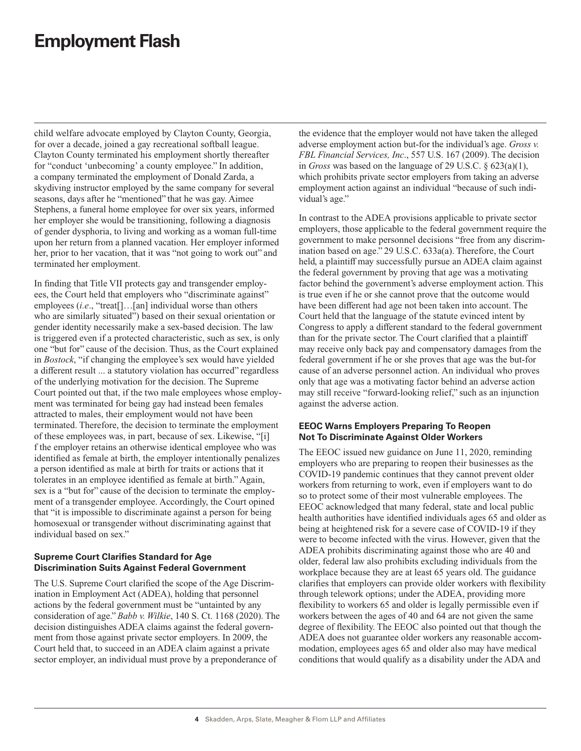child welfare advocate employed by Clayton County, Georgia, for over a decade, joined a gay recreational softball league. Clayton County terminated his employment shortly thereafter for "conduct 'unbecoming' a county employee." In addition, a company terminated the employment of Donald Zarda, a skydiving instructor employed by the same company for several seasons, days after he "mentioned" that he was gay. Aimee Stephens, a funeral home employee for over six years, informed her employer she would be transitioning, following a diagnosis of gender dysphoria, to living and working as a woman full-time upon her return from a planned vacation. Her employer informed her, prior to her vacation, that it was "not going to work out" and terminated her employment.

In finding that Title VII protects gay and transgender employees, the Court held that employers who "discriminate against" employees (*i.e*., "treat[]…[an] individual worse than others who are similarly situated") based on their sexual orientation or gender identity necessarily make a sex-based decision. The law is triggered even if a protected characteristic, such as sex, is only one "but for" cause of the decision. Thus, as the Court explained in *Bostock*, "if changing the employee's sex would have yielded a different result ... a statutory violation has occurred" regardless of the underlying motivation for the decision. The Supreme Court pointed out that, if the two male employees whose employment was terminated for being gay had instead been females attracted to males, their employment would not have been terminated. Therefore, the decision to terminate the employment of these employees was, in part, because of sex. Likewise, "[i]f the employer retains an otherwise identical employee who was identified as female at birth, the employer intentionally penalizes a person identified as male at birth for traits or actions that it tolerates in an employee identified as female at birth." Again, sex is a "but for" cause of the decision to terminate the employment of a transgender employee. Accordingly, the Court opined that "it is impossible to discriminate against a person for being homosexual or transgender without discriminating against that individual based on sex."

**Supreme Court Clarifies Standard for Age Discrimination Suits Against Federal Government**

The U.S. Supreme Court clarified the scope of the Age Discrimination in Employment Act (ADEA), holding that personnel actions by the federal government must be "untainted by any consideration of age." *Babb v. Wilkie*, 140 S. Ct. 1168 (2020). The decision distinguishes ADEA claims against the federal government from those against private sector employers. In 2009, the Court held that, to succeed in an ADEA claim against a private sector employer, an individual must prove by a preponderance of the evidence that the employer would not have taken the alleged adverse employment action but-for the individual's age. *Gross v. FBL Financial Services, Inc*., 557 U.S. 167 (2009). The decision in *Gross* was based on the language of 29 U.S.C. § 623(a)(1), which prohibits private sector employers from taking an adverse employment action against an individual "because of such individual's age."

In contrast to the ADEA provisions applicable to private sector employers, those applicable to the federal government require the government to make personnel decisions "free from any discrimination based on age." 29 U.S.C. 633a(a). Therefore, the Court held, a plaintiff may successfully pursue an ADEA claim against the federal government by proving that age was a motivating factor behind the government's adverse employment action. This is true even if he or she cannot prove that the outcome would have been different had age not been taken into account. The Court held that the language of the statute evinced intent by Congress to apply a different standard to the federal government than for the private sector. The Court clarified that a plaintiff may receive only back pay and compensatory damages from the federal government if he or she proves that age was the but-for cause of an adverse personnel action. An individual who proves only that age was a motivating factor behind an adverse action may still receive "forward-looking relief," such as an injunction against the adverse action.

**EEOC Warns Employers Preparing To Reopen Not To Discriminate Against Older Workers**

The EEOC issued new guidance on June 11, 2020, reminding employers who are preparing to reopen their businesses as the COVID-19 pandemic continues that they cannot prevent older workers from returning to work, even if employers want to do so to protect some of their most vulnerable employees. The EEOC acknowledged that many federal, state and local public health authorities have identified individuals ages 65 and older as being at heightened risk for a severe case of COVID-19 if they were to become infected with the virus. However, given that the ADEA prohibits discriminating against those who are 40 and older, federal law also prohibits excluding individuals from the workplace because they are at least 65 years old. The guidance clarifies that employers can provide older workers with flexibility through telework options; under the ADEA, providing more flexibility to workers 65 and older is legally permissible even if workers between the ages of 40 and 64 are not given the same degree of flexibility. The EEOC also pointed out that though the ADEA does not guarantee older workers any reasonable accommodation, employees ages 65 and older also may have medical conditions that would qualify as a disability under the ADA and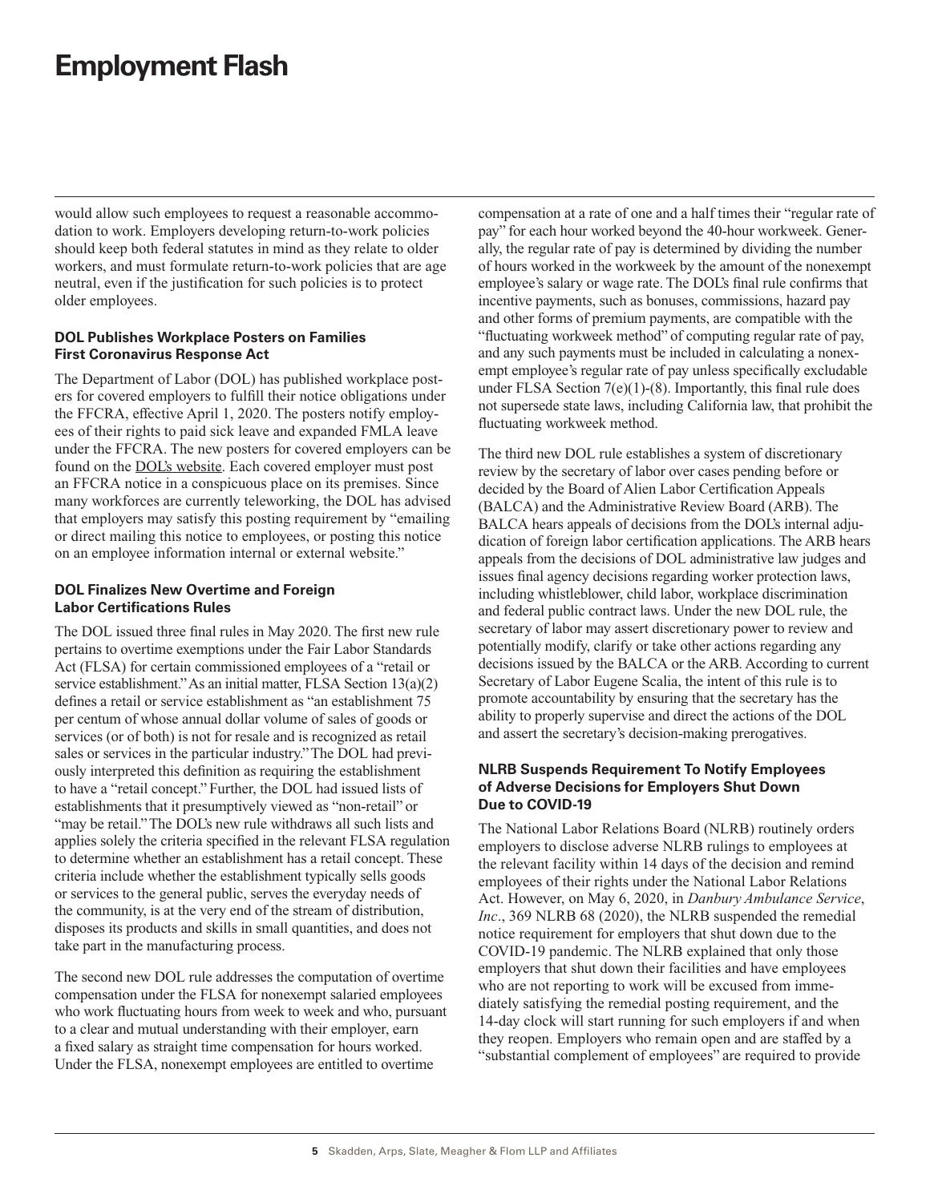would allow such employees to request a reasonable accommodation to work. Employers developing return-to-work policies should keep both federal statutes in mind as they relate to older workers, and must formulate return-to-work policies that are age neutral, even if the justification for such policies is to protect older employees.

### DOL Publishes Workplace Posters on Families First Coronavirus Response Act

The Department of Labor (DOL) has published workplace posters for covered employers to fulfill their notice obligations under the FFCRA, effective April 1, 2020. The posters notify employees of their rights to paid sick leave and expanded FMLA leave under the FFCRA. The new posters for covered employers can be found on the DOL's website. Each covered employer must post an FFCRA notice in a conspicuous place on its premises. Since many workforces are currently teleworking, the DOL has advised that employers may satisfy this posting requirement by "emailing or direct mailing this notice to employees, or posting this notice on an employee information internal or external website."

### DOL Finalizes New Overtime and Foreign Labor Certifications Rules

The DOL issued three final rules in May 2020. The first new rule pertains to overtime exemptions under the Fair Labor Standards Act (FLSA) for certain commissioned employees of a "retail or service establishment." As an initial matter, FLSA Section 13(a)(2) defines a retail or service establishment as "an establishment 75 per centum of whose annual dollar volume of sales of goods or services (or of both) is not for resale and is recognized as retail sales or services in the particular industry." The DOL had previously interpreted this definition as requiring the establishment to have a "retail concept." Further, the DOL had issued lists of establishments that it presumptively viewed as "non-retail" or "may be retail." The DOL's new rule withdraws all such lists and applies solely the criteria specified in the relevant FLSA regulation to determine whether an establishment has a retail concept. These criteria include whether the establishment typically sells goods or services to the general public, serves the everyday needs of the community, is at the very end of the stream of distribution, disposes its products and skills in small quantities, and does not take part in the manufacturing process.

The second new DOL rule addresses the computation of overtime compensation under the FLSA for nonexempt salaried employees who work fluctuating hours from week to week and who, pursuant to a clear and mutual understanding with their employer, earn a fixed salary as straight time compensation for hours worked. Under the FLSA, nonexempt employees are entitled to overtime compensation at a rate of one and a half times their "regular rate of pay" for each hour worked beyond the 40-hour workweek. Generally, the regular rate of pay is determined by dividing the number of hours worked in the workweek by the amount of the nonexempt employee's salary or wage rate. The DOL's final rule confirms that incentive payments, such as bonuses, commissions, hazard pay and other forms of premium payments, are compatible with the "fluctuating workweek method" of computing regular rate of pay, and any such payments must be included in calculating a nonexempt employee's regular rate of pay unless specifically excludable under FLSA Section 7(e)(1)-(8). Importantly, this final rule does not supersede state laws, including California law, that prohibit the fluctuating workweek method.

The third new DOL rule establishes a system of discretionary review by the secretary of labor over cases pending before or decided by the Board of Alien Labor Certification Appeals (BALCA) and the Administrative Review Board (ARB). The BALCA hears appeals of decisions from the DOL's internal adjudication of foreign labor certification applications. The ARB hears appeals from the decisions of DOL administrative law judges and issues final agency decisions regarding worker protection laws, including whistleblower, child labor, workplace discrimination and federal public contract laws. Under the new DOL rule, the secretary of labor may assert discretionary power to review and potentially modify, clarify or take other actions regarding any decisions issued by the BALCA or the ARB. According to current Secretary of Labor Eugene Scalia, the intent of this rule is to promote accountability by ensuring that the secretary has the ability to properly supervise and direct the actions of the DOL and assert the secretary's decision-making prerogatives.

### NLRB Suspends Requirement To Notify Employees of Adverse Decisions for Employers Shut Down Due to COVID-19

The National Labor Relations Board (NLRB) routinely orders employers to disclose adverse NLRB rulings to employees at the relevant facility within 14 days of the decision and remind employees of their rights under the National Labor Relations Act. However, on May 6, 2020, in *Danbury Ambulance Service, Inc.*, 369 NLRB 68 (2020), the NLRB suspended the remedial notice requirement for employers that shut down due to the COVID-19 pandemic. The NLRB explained that only those employers that shut down their facilities and have employees who are not reporting to work will be excused from immediately satisfying the remedial posting requirement, and the 14-day clock will start running for such employers if and when they reopen. Employers who remain open and are staffed by a "substantial complement of employees" are required to provide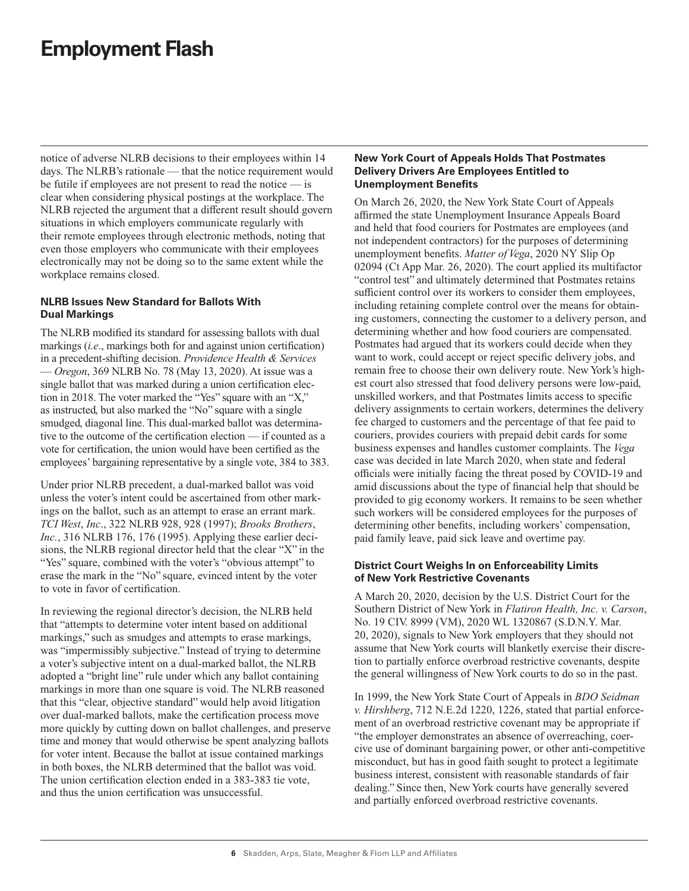notice of adverse NLRB decisions to their employees within 14 days. The NLRB's rationale — that the notice requirement would be futile if employees are not present to read the notice — is clear when considering physical postings at the workplace. The NLRB rejected the argument that a different result should govern situations in which employers communicate regularly with their remote employees through electronic methods, noting that even those employers who communicate with their employees electronically may not be doing so to the same extent while the workplace remains closed.

### NLRB Issues New Standard for Ballots With Dual Markings

The NLRB modified its standard for assessing ballots with dual markings (*i.e*., markings both for and against union certification) in a precedent-shifting decision. *Providence Health & Services — Oregon*, 369 NLRB No. 78 (May 13, 2020). At issue was a single ballot that was marked during a union certification election in 2018. The voter marked the "Yes" square with an "X," as instructed, but also marked the "No" square with a single smudged, diagonal line. This dual-marked ballot was determinative to the outcome of the certification election — if counted as a vote for certification, the union would have been certified as the employees' bargaining representative by a single vote, 384 to 383.

Under prior NLRB precedent, a dual-marked ballot was void unless the voter's intent could be ascertained from other markings on the ballot, such as an attempt to erase an errant mark. *TCI West*, *Inc*., 322 NLRB 928, 928 (1997); *Brooks Brothers*, *Inc.*, 316 NLRB 176, 176 (1995). Applying these earlier decisions, the NLRB regional director held that the clear "X" in the "Yes" square, combined with the voter's "obvious attempt" to erase the mark in the "No" square, evinced intent by the voter to vote in favor of certification.

In reviewing the regional director's decision, the NLRB held that "attempts to determine voter intent based on additional markings," such as smudges and attempts to erase markings, was "impermissibly subjective." Instead of trying to determine a voter's subjective intent on a dual-marked ballot, the NLRB adopted a "bright line" rule under which any ballot containing markings in more than one square is void. The NLRB reasoned that this "clear, objective standard" would help avoid litigation over dual-marked ballots, make the certification process move more quickly by cutting down on ballot challenges, and preserve time and money that would otherwise be spent analyzing ballots for voter intent. Because the ballot at issue contained markings in both boxes, the NLRB determined that the ballot was void. The union certification election ended in a 383-383 tie vote, and thus the union certification was unsuccessful.

### New York Court of Appeals Holds That Postmates Delivery Drivers Are Employees Entitled to Unemployment Benefits

On March 26, 2020, the New York State Court of Appeals affirmed the state Unemployment Insurance Appeals Board and held that food couriers for Postmates are employees (and not independent contractors) for the purposes of determining unemployment benefits. *Matter of Vega*, 2020 NY Slip Op 02094 (Ct App Mar. 26, 2020). The court applied its multifactor "control test" and ultimately determined that Postmates retains sufficient control over its workers to consider them employees, including retaining complete control over the means for obtaining customers, connecting the customer to a delivery person, and determining whether and how food couriers are compensated. Postmates had argued that its workers could decide when they want to work, could accept or reject specific delivery jobs, and remain free to choose their own delivery route. New York's highest court also stressed that food delivery persons were low-paid, unskilled workers, and that Postmates limits access to specific delivery assignments to certain workers, determines the delivery fee charged to customers and the percentage of that fee paid to couriers, provides couriers with prepaid debit cards for some business expenses and handles customer complaints. The *Vega* case was decided in late March 2020, when state and federal officials were initially facing the threat posed by COVID-19 and amid discussions about the type of financial help that should be provided to gig economy workers. It remains to be seen whether such workers will be considered employees for the purposes of determining other benefits, including workers' compensation, paid family leave, paid sick leave and overtime pay.

### District Court Weighs In on Enforceability Limits of New York Restrictive Covenants

A March 20, 2020, decision by the U.S. District Court for the Southern District of New York in *Flatiron Health, Inc. v. Carson*, No. 19 CIV. 8999 (VM), 2020 WL 1320867 (S.D.N.Y. Mar. 20, 2020), signals to New York employers that they should not assume that New York courts will blanketly exercise their discretion to partially enforce overbroad restrictive covenants, despite the general willingness of New York courts to do so in the past.

In 1999, the New York State Court of Appeals in *BDO Seidman v. Hirshberg*, 712 N.E.2d 1220, 1226, stated that partial enforcement of an overbroad restrictive covenant may be appropriate if "the employer demonstrates an absence of overreaching, coercive use of dominant bargaining power, or other anti-competitive misconduct, but has in good faith sought to protect a legitimate business interest, consistent with reasonable standards of fair dealing." Since then, New York courts have generally severed and partially enforced overbroad restrictive covenants.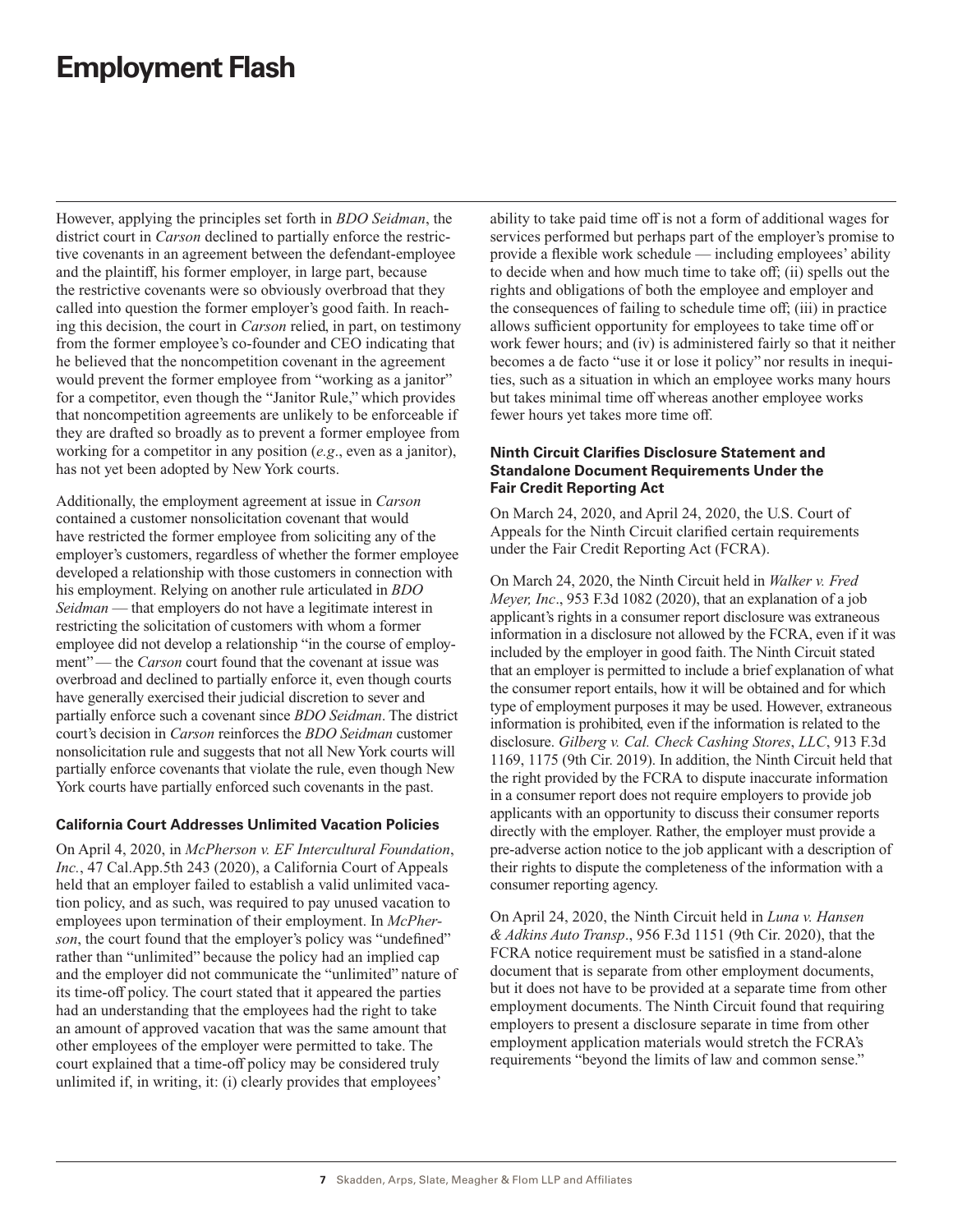However, applying the principles set forth in *BDO Seidman*, the district court in *Carson* declined to partially enforce the restrictive covenants in an agreement between the defendant-employee and the plaintiff, his former employer, in large part, because the restrictive covenants were so obviously overbroad that they called into question the former employer's good faith. In reaching this decision, the court in *Carson* relied, in part, on testimony from the former employee's co-founder and CEO indicating that he believed that the noncompetition covenant in the agreement would prevent the former employee from "working as a janitor" for a competitor, even though the "Janitor Rule," which provides that noncompetition agreements are unlikely to be enforceable if they are drafted so broadly as to prevent a former employee from working for a competitor in any position (*e.g*., even as a janitor), has not yet been adopted by New York courts.

Additionally, the employment agreement at issue in *Carson* contained a customer nonsolicitation covenant that would have restricted the former employee from soliciting any of the employer's customers, regardless of whether the former employee developed a relationship with those customers in connection with his employment. Relying on another rule articulated in *BDO Seidman* — that employers do not have a legitimate interest in restricting the solicitation of customers with whom a former employee did not develop a relationship "in the course of employment" — the *Carson* court found that the covenant at issue was overbroad and declined to partially enforce it, even though courts have generally exercised their judicial discretion to sever and partially enforce such a covenant since *BDO Seidman*. The district court's decision in *Carson* reinforces the *BDO Seidman* customer nonsolicitation rule and suggests that not all New York courts will partially enforce covenants that violate the rule, even though New York courts have partially enforced such covenants in the past.

### California Court Addresses Unlimited Vacation Policies

On April 4, 2020, in *McPherson v. EF Intercultural Foundation, Inc.*, 47 Cal.App.5th 243 (2020), a California Court of Appeals held that an employer failed to establish a valid unlimited vacation policy, and as such, was required to pay unused vacation to employees upon termination of their employment. In *McPherson*, the court found that the employer's policy was "undefined" rather than "unlimited" because the policy had an implied cap and the employer did not communicate the "unlimited" nature of its time-off policy. The court stated that it appeared the parties had an understanding that the employees had the right to take an amount of approved vacation that was the same amount that other employees of the employer were permitted to take. The court explained that a time-off policy may be considered truly unlimited if, in writing, it: (i) clearly provides that employees' ability to take paid time off is not a form of additional wages for services performed but perhaps part of the employer's promise to provide a flexible work schedule — including employees' ability to decide when and how much time to take off; (ii) spells out the rights and obligations of both the employee and employer and the consequences of failing to schedule time off; (iii) in practice allows sufficient opportunity for employees to take time off or work fewer hours; and (iv) is administered fairly so that it neither becomes a de facto "use it or lose it policy" nor results in inequities, such as a situation in which an employee works many hours but takes minimal time off whereas another employee works fewer hours yet takes more time off.

### Ninth Circuit Clarifies Disclosure Statement and Standalone Document Requirements Under the Fair Credit Reporting Act

On March 24, 2020, and April 24, 2020, the U.S. Court of Appeals for the Ninth Circuit clarified certain requirements under the Fair Credit Reporting Act (FCRA).

On March 24, 2020, the Ninth Circuit held in *Walker v. Fred Meyer, Inc*., 953 F.3d 1082 (2020), that an explanation of a job applicant's rights in a consumer report disclosure was extraneous information in a disclosure not allowed by the FCRA, even if it was included by the employer in good faith. The Ninth Circuit stated that an employer is permitted to include a brief explanation of what the consumer report entails, how it will be obtained and for which type of employment purposes it may be used. However, extraneous information is prohibited, even if the information is related to the disclosure. *Gilberg v. Cal. Check Cashing Stores*, *LLC*, 913 F.3d 1169, 1175 (9th Cir. 2019). In addition, the Ninth Circuit held that the right provided by the FCRA to dispute inaccurate information in a consumer report does not require employers to provide job applicants with an opportunity to discuss their consumer reports directly with the employer. Rather, the employer must provide a pre-adverse action notice to the job applicant with a description of their rights to dispute the completeness of the information with a consumer reporting agency.

On April 24, 2020, the Ninth Circuit held in *Luna v. Hansen & Adkins Auto Transp*., 956 F.3d 1151 (9th Cir. 2020), that the FCRA notice requirement must be satisfied in a stand-alone document that is separate from other employment documents, but it does not have to be provided at a separate time from other employment documents. The Ninth Circuit found that requiring employers to present a disclosure separate in time from other employment application materials would stretch the FCRA's requirements "beyond the limits of law and common sense."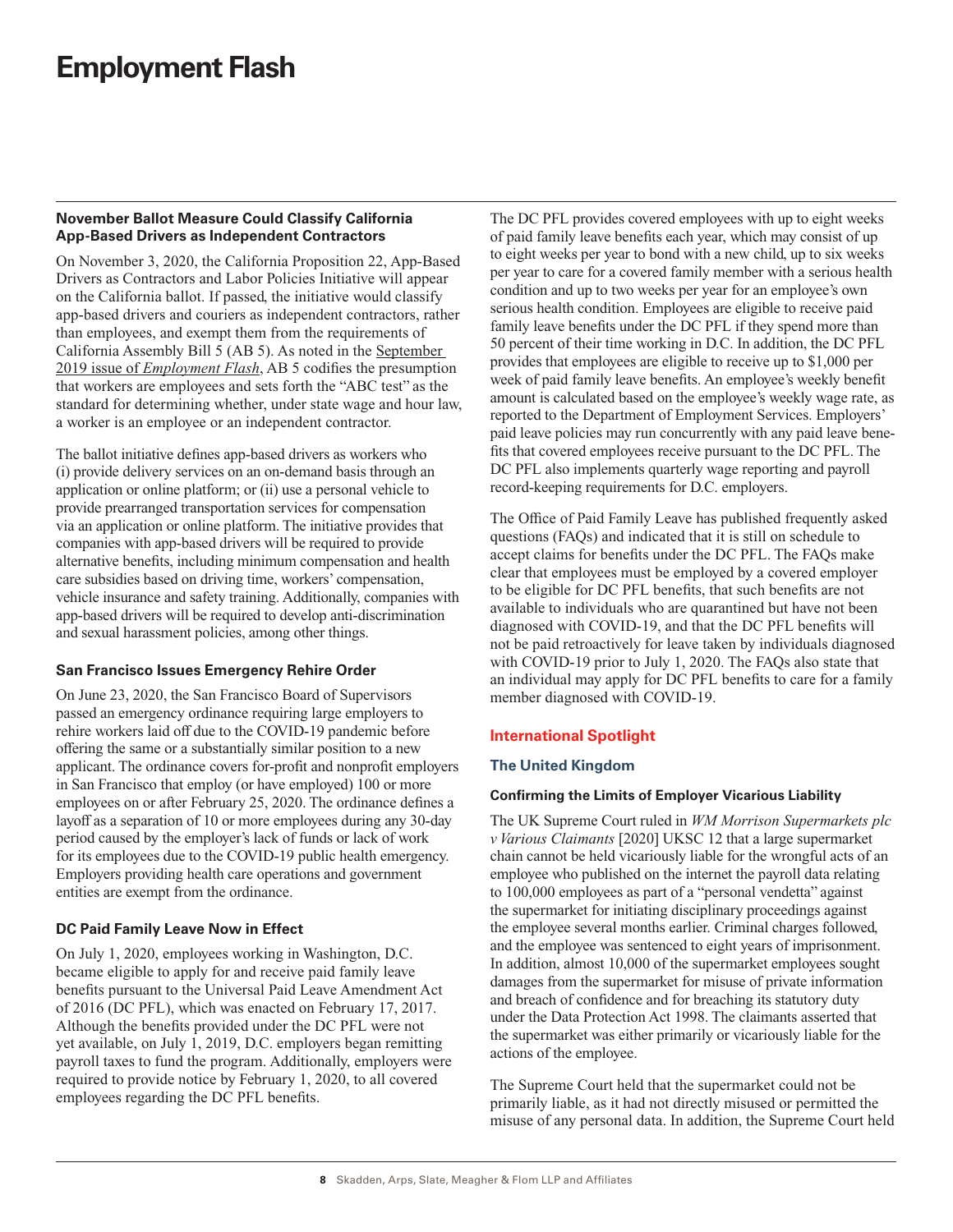# Employment Flash

### November Ballot Measure Could Classify California App-Based Drivers as Independent Contractors

On November 3, 2020, the California Proposition 22, App-Based Drivers as Contractors and Labor Policies Initiative will appear on the California ballot. If passed, the initiative would classify app-based drivers and couriers as independent contractors, rather than employees, and exempt them from the requirements of California Assembly Bill 5 (AB 5). As noted in the September 2019 issue of *Employment Flash*, AB 5 codifies the presumption that workers are employees and sets forth the "ABC test" as the standard for determining whether, under state wage and hour law, a worker is an employee or an independent contractor.

The ballot initiative defines app-based drivers as workers who (i) provide delivery services on an on-demand basis through an application or online platform; or (ii) use a personal vehicle to provide prearranged transportation services for compensation via an application or online platform. The initiative provides that companies with app-based drivers will be required to provide alternative benefits, including minimum compensation and health care subsidies based on driving time, workers' compensation, vehicle insurance and safety training. Additionally, companies with app-based drivers will be required to develop anti-discrimination and sexual harassment policies, among other things.

### San Francisco Issues Emergency Rehire Order

On June 23, 2020, the San Francisco Board of Supervisors passed an emergency ordinance requiring large employers to rehire workers laid off due to the COVID-19 pandemic before offering the same or a substantially similar position to a new applicant. The ordinance covers for-profit and nonprofit employers in San Francisco that employ (or have employed) 100 or more employees on or after February 25, 2020. The ordinance defines a layoff as a separation of 10 or more employees during any 30-day period caused by the employer's lack of funds or lack of work for its employees due to the COVID-19 public health emergency. Employers providing health care operations and government entities are exempt from the ordinance.

### DC Paid Family Leave Now in Effect

On July 1, 2020, employees working in Washington, D.C. became eligible to apply for and receive paid family leave benefits pursuant to the Universal Paid Leave Amendment Act of 2016 (DC PFL), which was enacted on February 17, 2017. Although the benefits provided under the DC PFL were not yet available, on July 1, 2019, D.C. employers began remitting payroll taxes to fund the program. Additionally, employers were required to provide notice by February 1, 2020, to all covered employees regarding the DC PFL benefits.

The DC PFL provides covered employees with up to eight weeks of paid family leave benefits each year, which may consist of up to eight weeks per year to bond with a new child, up to six weeks per year to care for a covered family member with a serious health condition and up to two weeks per year for an employee's own serious health condition. Employees are eligible to receive paid family leave benefits under the DC PFL if they spend more than 50 percent of their time working in D.C. In addition, the DC PFL provides that employees are eligible to receive up to $1,000 per week of paid family leave benefits. An employee's weekly benefit amount is calculated based on the employee's weekly wage rate, as reported to the Department of Employment Services. Employers' paid leave policies may run concurrently with any paid leave benefits that covered employees receive pursuant to the DC PFL. The DC PFL also implements quarterly wage reporting and payroll record-keeping requirements for D.C. employers.

The Office of Paid Family Leave has published frequently asked questions (FAQs) and indicated that it is still on schedule to accept claims for benefits under the DC PFL. The FAQs make clear that employees must be employed by a covered employer to be eligible for DC PFL benefits, that such benefits are not available to individuals who are quarantined but have not been diagnosed with COVID-19, and that the DC PFL benefits will not be paid retroactively for leave taken by individuals diagnosed with COVID-19 prior to July 1, 2020. The FAQs also state that an individual may apply for DC PFL benefits to care for a family member diagnosed with COVID-19.

## International Spotlight

### The United Kingdom

#### Confirming the Limits of Employer Vicarious Liability

The UK Supreme Court ruled in *WM Morrison Supermarkets plc v Various Claimants* [2020] UKSC 12 that a large supermarket chain cannot be held vicariously liable for the wrongful acts of an employee who published on the internet the payroll data relating to 100,000 employees as part of a "personal vendetta" against the supermarket for initiating disciplinary proceedings against the employee several months earlier. Criminal charges followed, and the employee was sentenced to eight years of imprisonment. In addition, almost 10,000 of the supermarket employees sought damages from the supermarket for misuse of private information and breach of confidence and for breaching its statutory duty under the Data Protection Act 1998. The claimants asserted that the supermarket was either primarily or vicariously liable for the actions of the employee.

The Supreme Court held that the supermarket could not be primarily liable, as it had not directly misused or permitted the misuse of any personal data. In addition, the Supreme Court held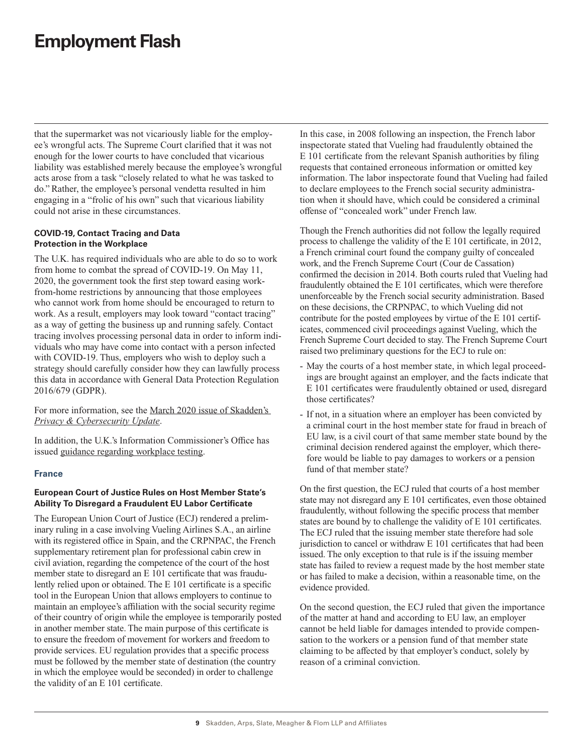that the supermarket was not vicariously liable for the employee's wrongful acts. The Supreme Court clarified that it was not enough for the lower courts to have concluded that vicarious liability was established merely because the employee's wrongful acts arose from a task "closely related to what he was tasked to do." Rather, the employee's personal vendetta resulted in him engaging in a "frolic of his own" such that vicarious liability could not arise in these circumstances.

#### COVID-19, Contact Tracing and Data Protection in the Workplace

The U.K. has required individuals who are able to do so to work from home to combat the spread of COVID-19. On May 11, 2020, the government took the first step toward easing work-from-home restrictions by announcing that those employees who cannot work from home should be encouraged to return to work. As a result, employers may look toward "contact tracing" as a way of getting the business up and running safely. Contact tracing involves processing personal data in order to inform individuals who may have come into contact with a person infected with COVID-19. Thus, employers who wish to deploy such a strategy should carefully consider how they can lawfully process this data in accordance with General Data Protection Regulation 2016/679 (GDPR).

For more information, see the March 2020 issue of Skadden's *Privacy & Cybersecurity Update*.

In addition, the U.K.'s Information Commissioner's Office has issued guidance regarding workplace testing.

### France

#### European Court of Justice Rules on Host Member State's Ability To Disregard a Fraudulent EU Labor Certificate

The European Union Court of Justice (ECJ) rendered a preliminary ruling in a case involving Vueling Airlines S.A., an airline with its registered office in Spain, and the CRPNPAC, the French supplementary retirement plan for professional cabin crew in civil aviation, regarding the competence of the court of the host member state to disregard an E 101 certificate that was fraudulently relied upon or obtained. The E 101 certificate is a specific tool in the European Union that allows employers to continue to maintain an employee's affiliation with the social security regime of their country of origin while the employee is temporarily posted in another member state. The main purpose of this certificate is to ensure the freedom of movement for workers and freedom to provide services. EU regulation provides that a specific process must be followed by the member state of destination (the country in which the employee would be seconded) in order to challenge the validity of an E 101 certificate.

In this case, in 2008 following an inspection, the French labor inspectorate stated that Vueling had fraudulently obtained the E 101 certificate from the relevant Spanish authorities by filing requests that contained erroneous information or omitted key information. The labor inspectorate found that Vueling had failed to declare employees to the French social security administration when it should have, which could be considered a criminal offense of "concealed work" under French law.

Though the French authorities did not follow the legally required process to challenge the validity of the E 101 certificate, in 2012, a French criminal court found the company guilty of concealed work, and the French Supreme Court (Cour de Cassation) confirmed the decision in 2014. Both courts ruled that Vueling had fraudulently obtained the E 101 certificates, which were therefore unenforceable by the French social security administration. Based on these decisions, the CRPNPAC, to which Vueling did not contribute for the posted employees by virtue of the E 101 certificates, commenced civil proceedings against Vueling, which the French Supreme Court decided to stay. The French Supreme Court raised two preliminary questions for the ECJ to rule on:

- May the courts of a host member state, in which legal proceedings are brought against an employer, and the facts indicate that E 101 certificates were fraudulently obtained or used, disregard those certificates?
- If not, in a situation where an employer has been convicted by a criminal court in the host member state for fraud in breach of EU law, is a civil court of that same member state bound by the criminal decision rendered against the employer, which therefore would be liable to pay damages to workers or a pension fund of that member state?

On the first question, the ECJ ruled that courts of a host member state may not disregard any E 101 certificates, even those obtained fraudulently, without following the specific process that member states are bound by to challenge the validity of E 101 certificates. The ECJ ruled that the issuing member state therefore had sole jurisdiction to cancel or withdraw E 101 certificates that had been issued. The only exception to that rule is if the issuing member state has failed to review a request made by the host member state or has failed to make a decision, within a reasonable time, on the evidence provided.

On the second question, the ECJ ruled that given the importance of the matter at hand and according to EU law, an employer cannot be held liable for damages intended to provide compensation to the workers or a pension fund of that member state claiming to be affected by that employer's conduct, solely by reason of a criminal conviction.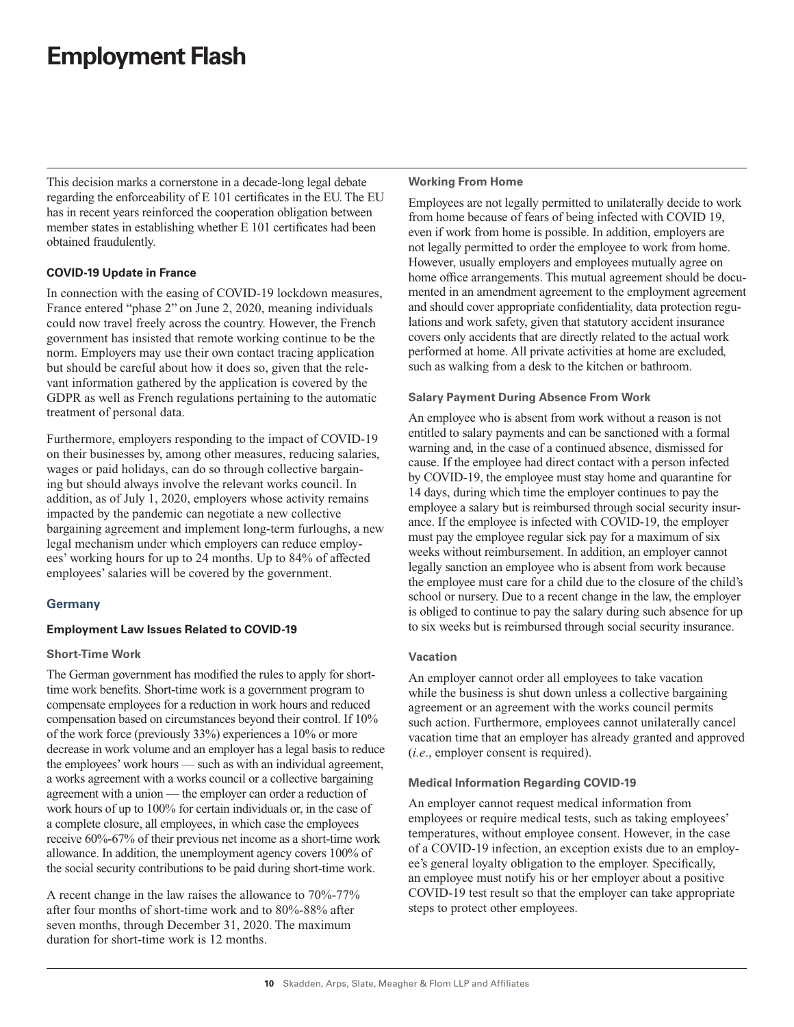This decision marks a cornerstone in a decade-long legal debate regarding the enforceability of E 101 certificates in the EU. The EU has in recent years reinforced the cooperation obligation between member states in establishing whether E 101 certificates had been obtained fraudulently.

**COVID-19 Update in France**

In connection with the easing of COVID-19 lockdown measures, France entered "phase 2" on June 2, 2020, meaning individuals could now travel freely across the country. However, the French government has insisted that remote working continue to be the norm. Employers may use their own contact tracing application but should be careful about how it does so, given that the relevant information gathered by the application is covered by the GDPR as well as French regulations pertaining to the automatic treatment of personal data.

Furthermore, employers responding to the impact of COVID-19 on their businesses by, among other measures, reducing salaries, wages or paid holidays, can do so through collective bargaining but should always involve the relevant works council. In addition, as of July 1, 2020, employers whose activity remains impacted by the pandemic can negotiate a new collective bargaining agreement and implement long-term furloughs, a new legal mechanism under which employers can reduce employees' working hours for up to 24 months. Up to 84% of affected employees' salaries will be covered by the government.

## Germany

### Employment Law Issues Related to COVID-19

#### Short-Time Work

The German government has modified the rules to apply for short-time work benefits. Short-time work is a government program to compensate employees for a reduction in work hours and reduced compensation based on circumstances beyond their control. If 10% of the work force (previously 33%) experiences a 10% or more decrease in work volume and an employer has a legal basis to reduce the employees' work hours — such as with an individual agreement, a works agreement with a works council or a collective bargaining agreement with a union — the employer can order a reduction of work hours of up to 100% for certain individuals or, in the case of a complete closure, all employees, in which case the employees receive 60%-67% of their previous net income as a short-time work allowance. In addition, the unemployment agency covers 100% of the social security contributions to be paid during short-time work.

A recent change in the law raises the allowance to 70%-77% after four months of short-time work and to 80%-88% after seven months, through December 31, 2020. The maximum duration for short-time work is 12 months.

#### Working From Home

Employees are not legally permitted to unilaterally decide to work from home because of fears of being infected with COVID 19, even if work from home is possible. In addition, employers are not legally permitted to order the employee to work from home. However, usually employers and employees mutually agree on home office arrangements. This mutual agreement should be documented in an amendment agreement to the employment agreement and should cover appropriate confidentiality, data protection regulations and work safety, given that statutory accident insurance covers only accidents that are directly related to the actual work performed at home. All private activities at home are excluded, such as walking from a desk to the kitchen or bathroom.

#### Salary Payment During Absence From Work

An employee who is absent from work without a reason is not entitled to salary payments and can be sanctioned with a formal warning and, in the case of a continued absence, dismissed for cause. If the employee had direct contact with a person infected by COVID-19, the employee must stay home and quarantine for 14 days, during which time the employer continues to pay the employee a salary but is reimbursed through social security insurance. If the employee is infected with COVID-19, the employer must pay the employee regular sick pay for a maximum of six weeks without reimbursement. In addition, an employer cannot legally sanction an employee who is absent from work because the employee must care for a child due to the closure of the child's school or nursery. Due to a recent change in the law, the employer is obliged to continue to pay the salary during such absence for up to six weeks but is reimbursed through social security insurance.

#### Vacation

An employer cannot order all employees to take vacation while the business is shut down unless a collective bargaining agreement or an agreement with the works council permits such action. Furthermore, employees cannot unilaterally cancel vacation time that an employer has already granted and approved (*i.e.*, employer consent is required).

#### Medical Information Regarding COVID-19

An employer cannot request medical information from employees or require medical tests, such as taking employees' temperatures, without employee consent. However, in the case of a COVID-19 infection, an exception exists due to an employee's general loyalty obligation to the employer. Specifically, an employee must notify his or her employer about a positive COVID-19 test result so that the employer can take appropriate steps to protect other employees.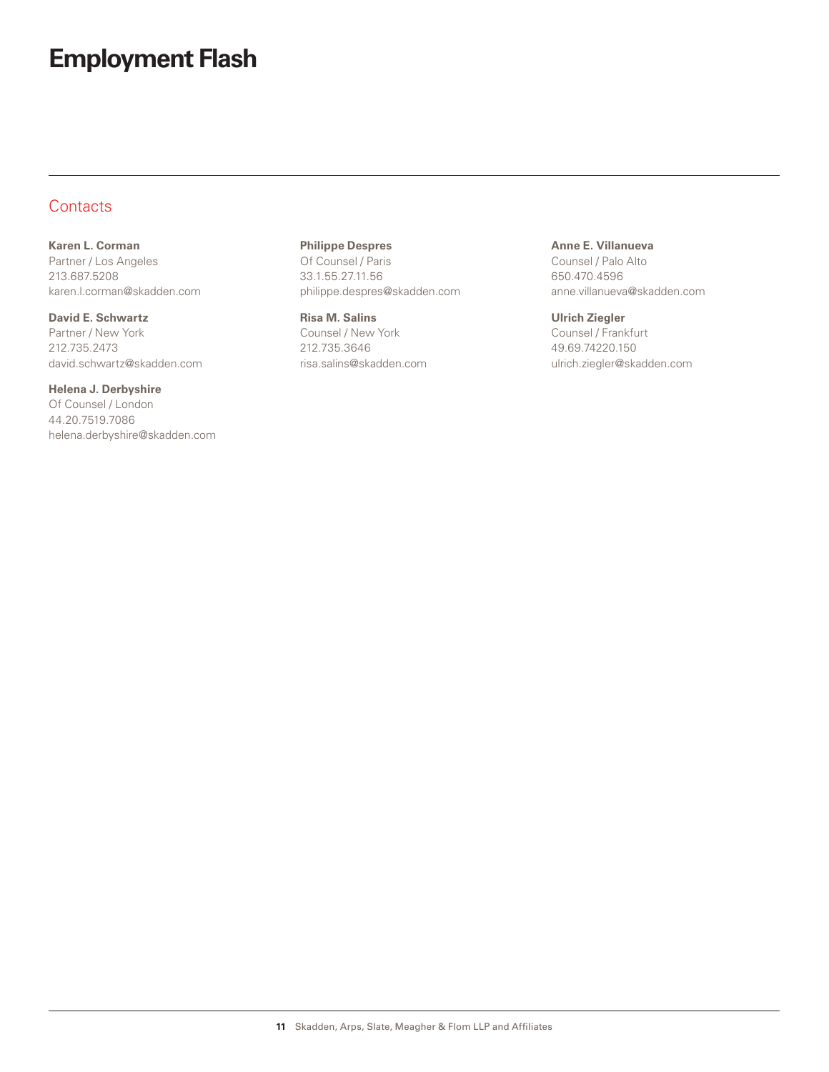# Employment Flash

## Contacts

**Karen L. Corman**
Partner / Los Angeles
213.687.5208
karen.l.corman@skadden.com

**David E. Schwartz**
Partner / New York
212.735.2473
david.schwartz@skadden.com

**Helena J. Derbyshire**
Of Counsel / London
44.20.7519.7086
helena.derbyshire@skadden.com

**Philippe Despres**
Of Counsel / Paris
33.1.55.27.11.56
philippe.despres@skadden.com

**Risa M. Salins**
Counsel / New York
212.735.3646
risa.salins@skadden.com

**Anne E. Villanueva**
Counsel / Palo Alto
650.470.4596
anne.villanueva@skadden.com

**Ulrich Ziegler**
Counsel / Frankfurt
49.69.74220.150
ulrich.ziegler@skadden.com